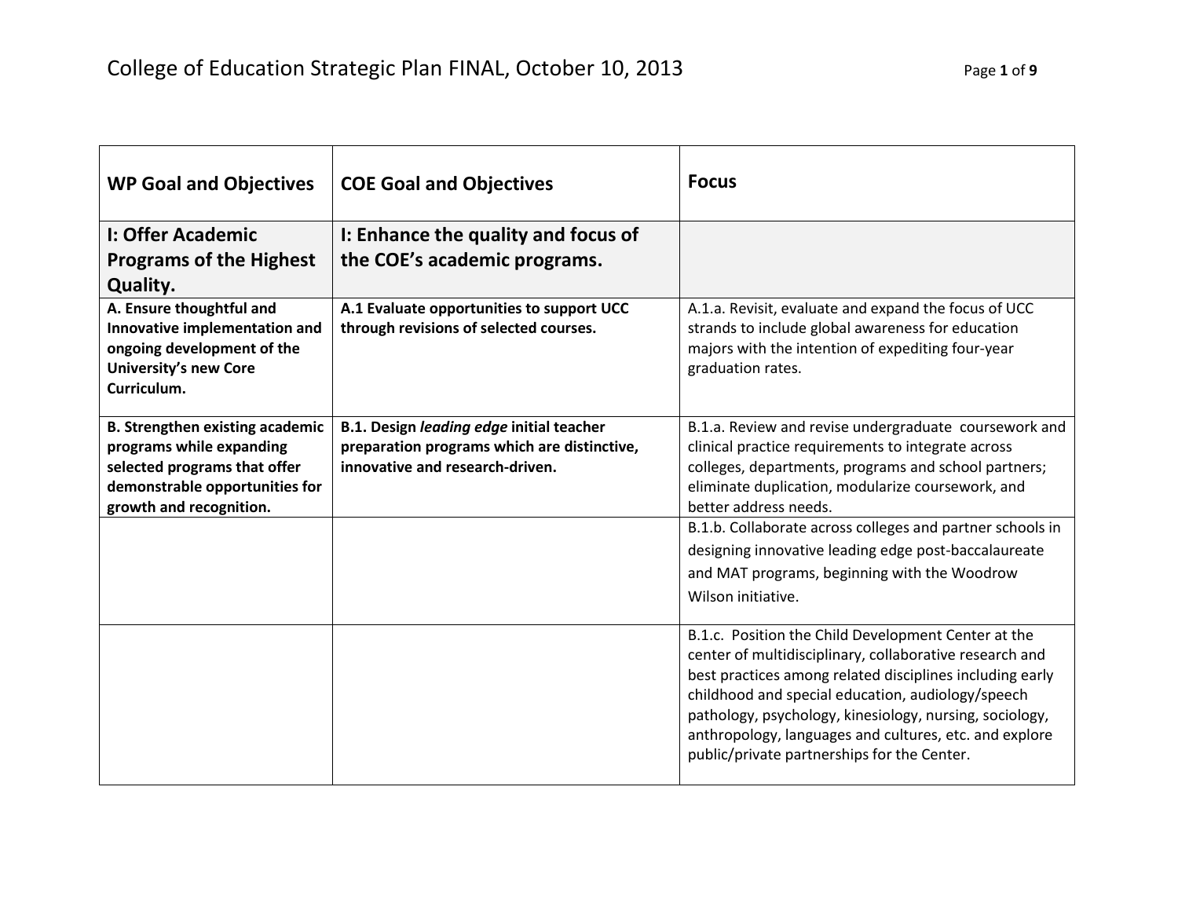# College of Education Strategic Plan FINAL, October 10, 2013

| WP Goal and Objectives | COE Goal and Objectives | Focus |
|---|---|---|
| **I: Offer Academic Programs of the Highest Quality.** | **I: Enhance the quality and focus of the COE's academic programs.** | |
| **A. Ensure thoughtful and Innovative implementation and ongoing development of the University's new Core Curriculum.** | **A.1 Evaluate opportunities to support UCC through revisions of selected courses.** | A.1.a. Revisit, evaluate and expand the focus of UCC strands to include global awareness for education majors with the intention of expediting four-year graduation rates. |
| **B. Strengthen existing academic programs while expanding selected programs that offer demonstrable opportunities for growth and recognition.** | **B.1. Design *leading edge* initial teacher preparation programs which are distinctive, innovative and research-driven.** | B.1.a. Review and revise undergraduate coursework and clinical practice requirements to integrate across colleges, departments, programs and school partners; eliminate duplication, modularize coursework, and better address needs. |
| | | B.1.b. Collaborate across colleges and partner schools in designing innovative leading edge post-baccalaureate and MAT programs, beginning with the Woodrow Wilson initiative. |
| | | B.1.c. Position the Child Development Center at the center of multidisciplinary, collaborative research and best practices among related disciplines including early childhood and special education, audiology/speech pathology, psychology, kinesiology, nursing, sociology, anthropology, languages and cultures, etc. and explore public/private partnerships for the Center. |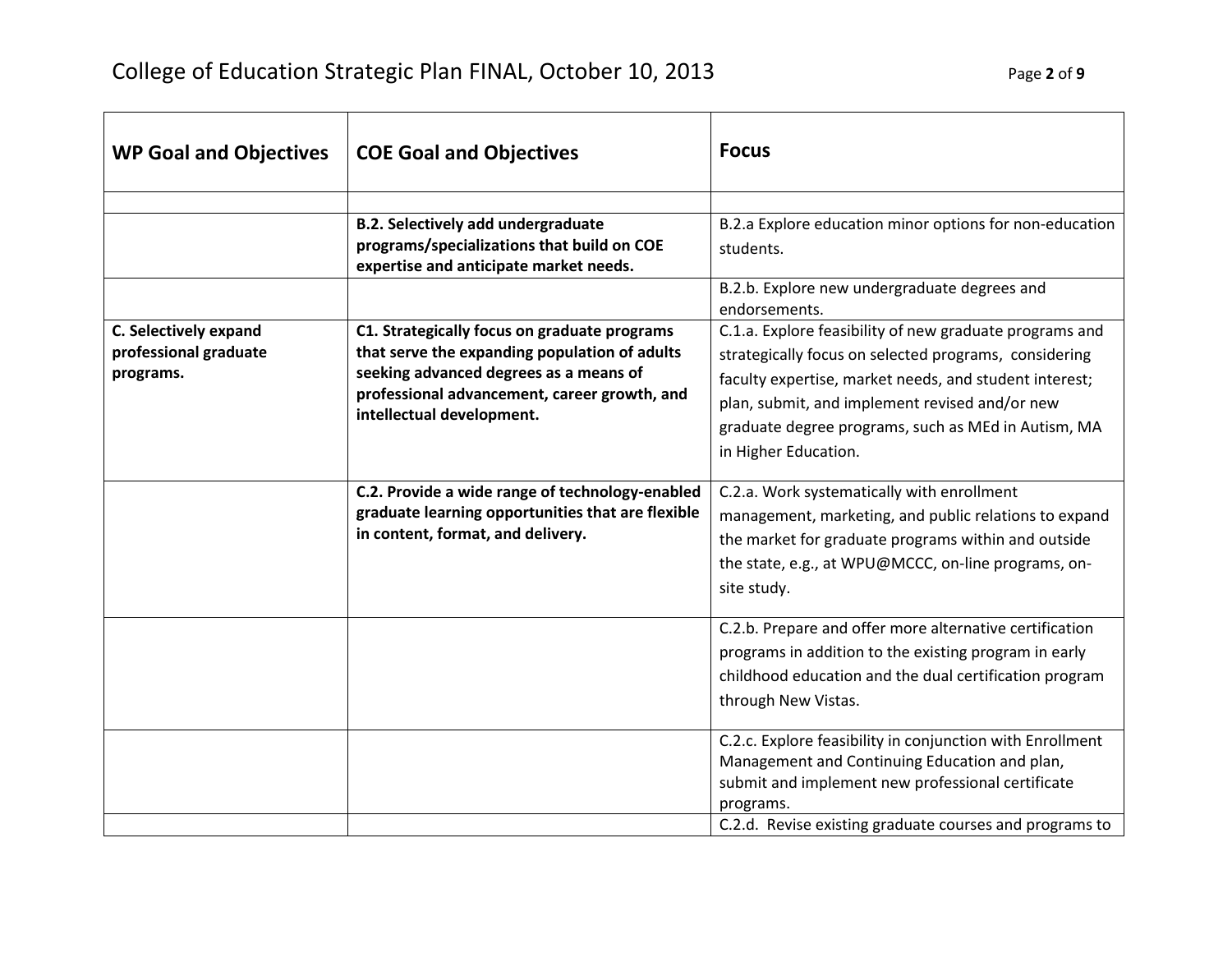| WP Goal and Objectives | COE Goal and Objectives | Focus |
| --- | --- | --- |
| | | |
| | **B.2. Selectively add undergraduate programs/specializations that build on COE expertise and anticipate market needs.** | B.2.a Explore education minor options for non-education students. |
| | | B.2.b. Explore new undergraduate degrees and endorsements. |
| **C. Selectively expand professional graduate programs.** | **C1. Strategically focus on graduate programs that serve the expanding population of adults seeking advanced degrees as a means of professional advancement, career growth, and intellectual development.** | C.1.a. Explore feasibility of new graduate programs and strategically focus on selected programs, considering faculty expertise, market needs, and student interest; plan, submit, and implement revised and/or new graduate degree programs, such as MEd in Autism, MA in Higher Education. |
| | **C.2. Provide a wide range of technology-enabled graduate learning opportunities that are flexible in content, format, and delivery.** | C.2.a. Work systematically with enrollment management, marketing, and public relations to expand the market for graduate programs within and outside the state, e.g., at WPU@MCCC, on-line programs, on-site study. |
| | | C.2.b. Prepare and offer more alternative certification programs in addition to the existing program in early childhood education and the dual certification program through New Vistas. |
| | | C.2.c. Explore feasibility in conjunction with Enrollment Management and Continuing Education and plan, submit and implement new professional certificate programs. |
| | | C.2.d. Revise existing graduate courses and programs to |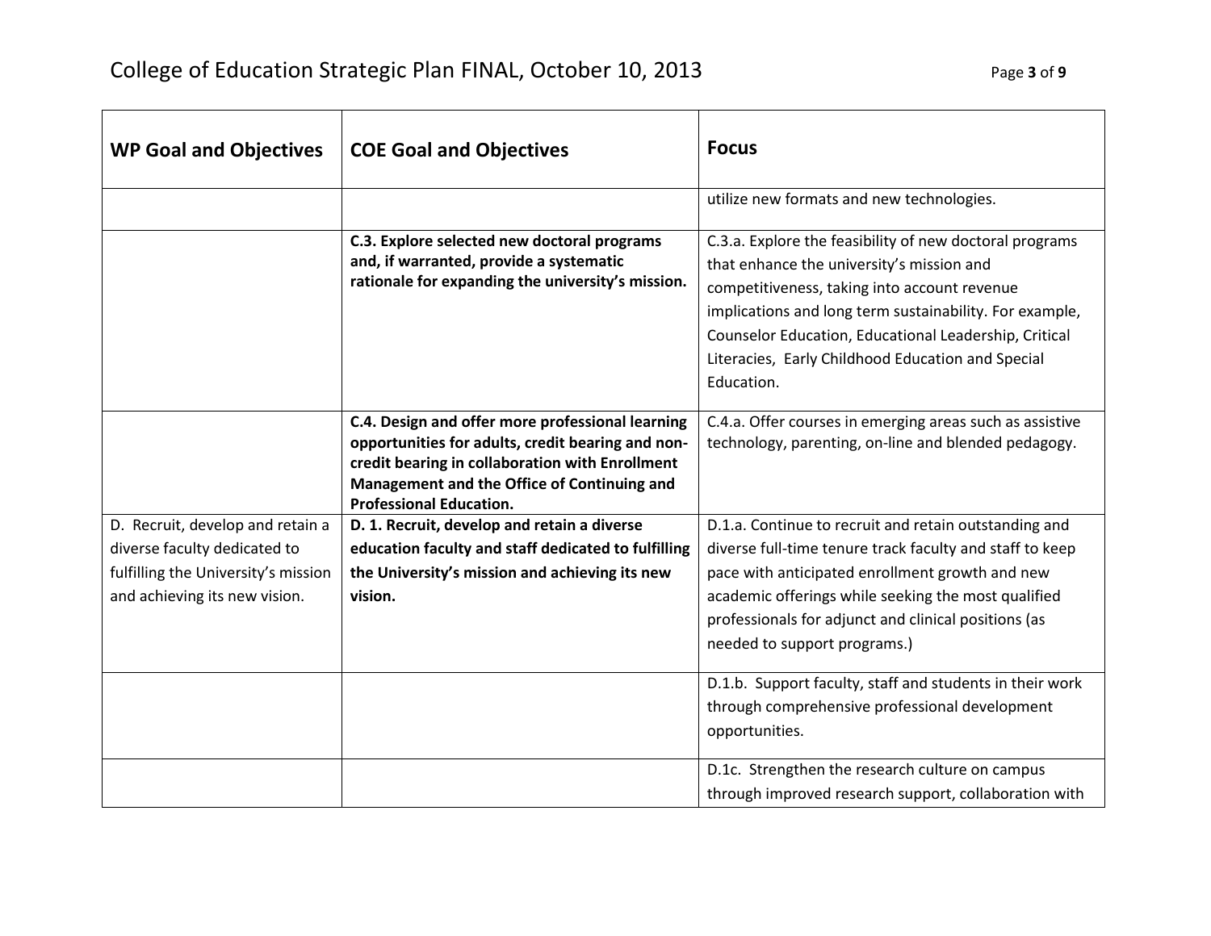| WP Goal and Objectives | COE Goal and Objectives | Focus |
|---|---|---|
| | | utilize new formats and new technologies. |
| | **C.3. Explore selected new doctoral programs and, if warranted, provide a systematic rationale for expanding the university's mission.** | C.3.a. Explore the feasibility of new doctoral programs that enhance the university's mission and competitiveness, taking into account revenue implications and long term sustainability. For example, Counselor Education, Educational Leadership, Critical Literacies, Early Childhood Education and Special Education. |
| | **C.4. Design and offer more professional learning opportunities for adults, credit bearing and non-credit bearing in collaboration with Enrollment Management and the Office of Continuing and Professional Education.** | C.4.a. Offer courses in emerging areas such as assistive technology, parenting, on-line and blended pedagogy. |
| D. Recruit, develop and retain a diverse faculty dedicated to fulfilling the University's mission and achieving its new vision. | **D. 1. Recruit, develop and retain a diverse education faculty and staff dedicated to fulfilling the University's mission and achieving its new vision.** | D.1.a. Continue to recruit and retain outstanding and diverse full-time tenure track faculty and staff to keep pace with anticipated enrollment growth and new academic offerings while seeking the most qualified professionals for adjunct and clinical positions (as needed to support programs.) |
| | | D.1.b. Support faculty, staff and students in their work through comprehensive professional development opportunities. |
| | | D.1c. Strengthen the research culture on campus through improved research support, collaboration with |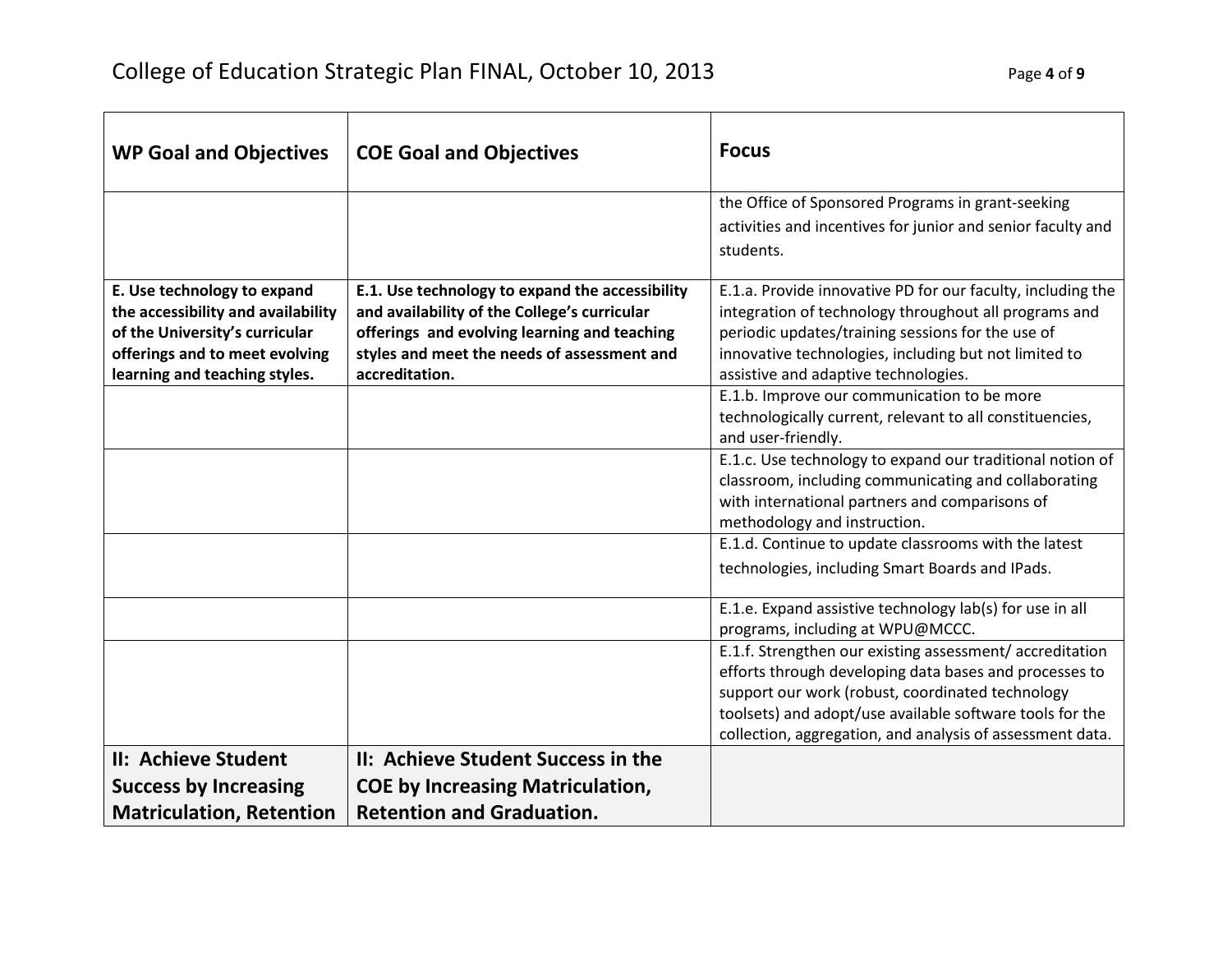| WP Goal and Objectives | COE Goal and Objectives | Focus |
|---|---|---|
| | | the Office of Sponsored Programs in grant-seeking activities and incentives for junior and senior faculty and students. |
| **E. Use technology to expand the accessibility and availability of the University's curricular offerings and to meet evolving learning and teaching styles.** | **E.1. Use technology to expand the accessibility and availability of the College's curricular offerings and evolving learning and teaching styles and meet the needs of assessment and accreditation.** | E.1.a. Provide innovative PD for our faculty, including the integration of technology throughout all programs and periodic updates/training sessions for the use of innovative technologies, including but not limited to assistive and adaptive technologies. |
| | | E.1.b. Improve our communication to be more technologically current, relevant to all constituencies, and user-friendly. |
| | | E.1.c. Use technology to expand our traditional notion of classroom, including communicating and collaborating with international partners and comparisons of methodology and instruction. |
| | | E.1.d. Continue to update classrooms with the latest technologies, including Smart Boards and IPads. |
| | | E.1.e. Expand assistive technology lab(s) for use in all programs, including at WPU@MCCC. |
| | | E.1.f. Strengthen our existing assessment/ accreditation efforts through developing data bases and processes to support our work (robust, coordinated technology toolsets) and adopt/use available software tools for the collection, aggregation, and analysis of assessment data. |
| **II: Achieve Student Success by Increasing Matriculation, Retention** | **II: Achieve Student Success in the COE by Increasing Matriculation, Retention and Graduation.** | |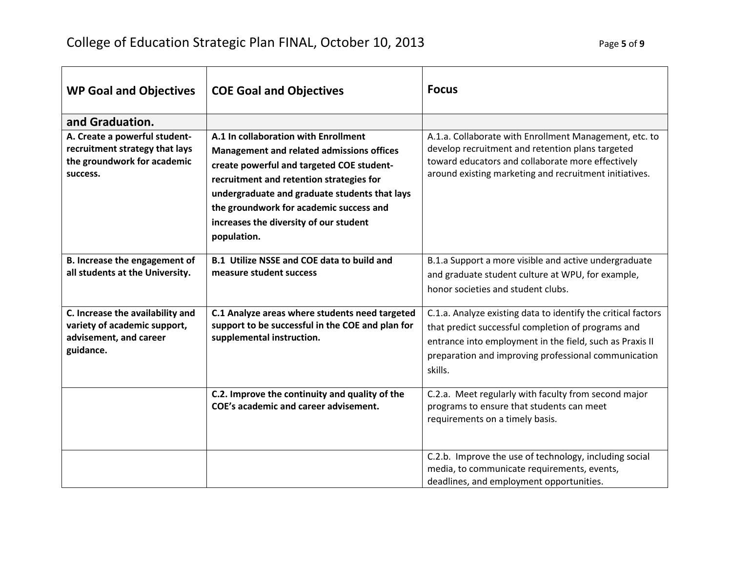| WP Goal and Objectives | COE Goal and Objectives | Focus |
|---|---|---|
| **and Graduation.** | | |
| **A. Create a powerful student-recruitment strategy that lays the groundwork for academic success.** | **A.1 In collaboration with Enrollment Management and related admissions offices create powerful and targeted COE student-recruitment and retention strategies for undergraduate and graduate students that lays the groundwork for academic success and increases the diversity of our student population.** | A.1.a. Collaborate with Enrollment Management, etc. to develop recruitment and retention plans targeted toward educators and collaborate more effectively around existing marketing and recruitment initiatives. |
| **B. Increase the engagement of all students at the University.** | **B.1 Utilize NSSE and COE data to build and measure student success** | B.1.a Support a more visible and active undergraduate and graduate student culture at WPU, for example, honor societies and student clubs. |
| **C. Increase the availability and variety of academic support, advisement, and career guidance.** | **C.1 Analyze areas where students need targeted support to be successful in the COE and plan for supplemental instruction.** | C.1.a. Analyze existing data to identify the critical factors that predict successful completion of programs and entrance into employment in the field, such as Praxis II preparation and improving professional communication skills. |
| | **C.2. Improve the continuity and quality of the COE's academic and career advisement.** | C.2.a. Meet regularly with faculty from second major programs to ensure that students can meet requirements on a timely basis. |
| | | C.2.b. Improve the use of technology, including social media, to communicate requirements, events, deadlines, and employment opportunities. |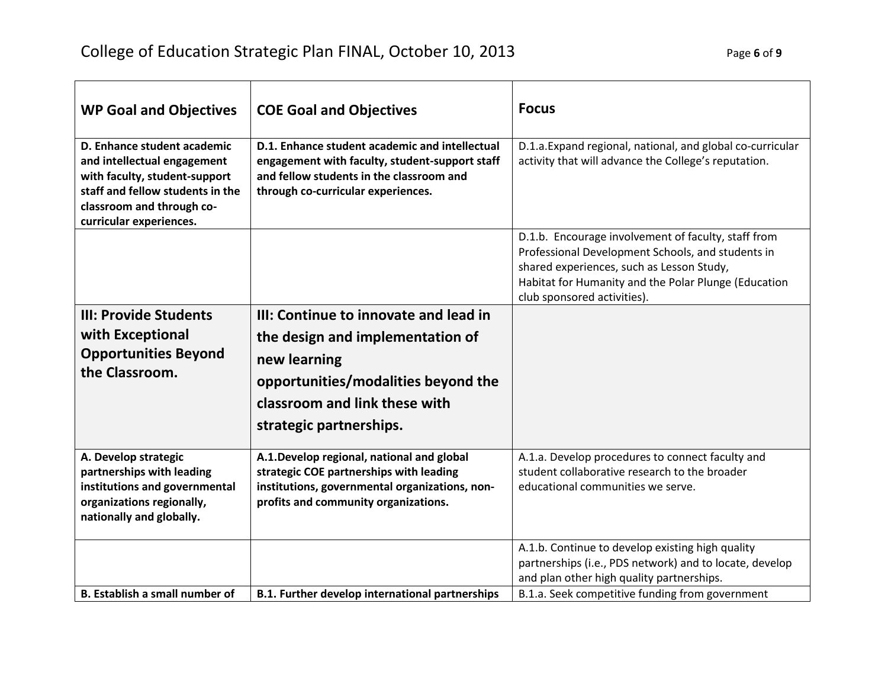| WP Goal and Objectives | COE Goal and Objectives | Focus |
| --- | --- | --- |
| **D. Enhance student academic and intellectual engagement with faculty, student-support staff and fellow students in the classroom and through co-curricular experiences.** | **D.1. Enhance student academic and intellectual engagement with faculty, student-support staff and fellow students in the classroom and through co-curricular experiences.** | D.1.a.Expand regional, national, and global co-curricular activity that will advance the College's reputation. |
| | | D.1.b. Encourage involvement of faculty, staff from Professional Development Schools, and students in shared experiences, such as Lesson Study, Habitat for Humanity and the Polar Plunge (Education club sponsored activities). |
| **III: Provide Students with Exceptional Opportunities Beyond the Classroom.** | **III: Continue to innovate and lead in the design and implementation of new learning opportunities/modalities beyond the classroom and link these with strategic partnerships.** | |
| **A. Develop strategic partnerships with leading institutions and governmental organizations regionally, nationally and globally.** | **A.1.Develop regional, national and global strategic COE partnerships with leading institutions, governmental organizations, non-profits and community organizations.** | A.1.a. Develop procedures to connect faculty and student collaborative research to the broader educational communities we serve. |
| | | A.1.b. Continue to develop existing high quality partnerships (i.e., PDS network) and to locate, develop and plan other high quality partnerships. |
| **B. Establish a small number of** | **B.1. Further develop international partnerships** | B.1.a. Seek competitive funding from government |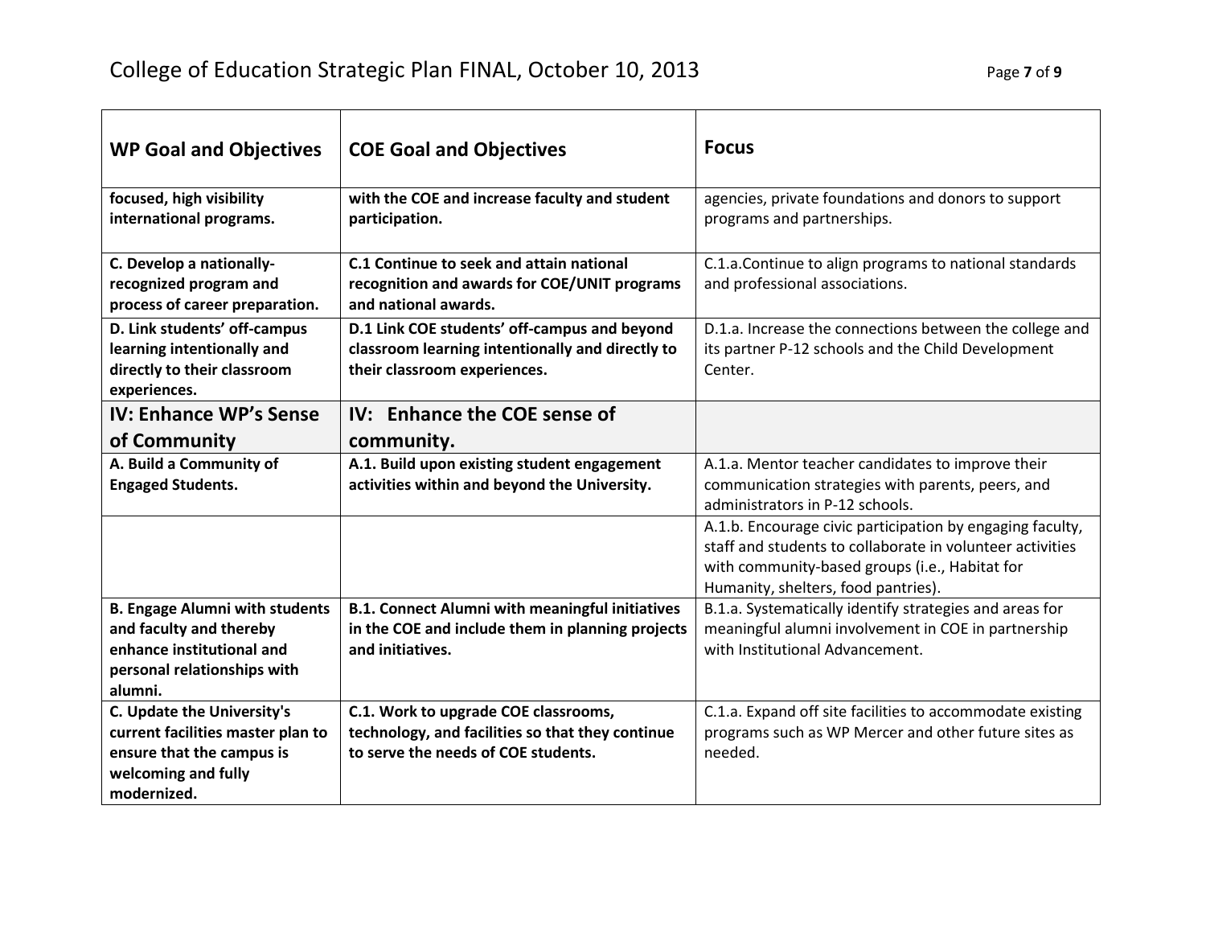| WP Goal and Objectives | COE Goal and Objectives | Focus |
|---|---|---|
| **focused, high visibility international programs.** | **with the COE and increase faculty and student participation.** | agencies, private foundations and donors to support programs and partnerships. |
| **C. Develop a nationally-recognized program and process of career preparation.** | **C.1 Continue to seek and attain national recognition and awards for COE/UNIT programs and national awards.** | C.1.a.Continue to align programs to national standards and professional associations. |
| **D. Link students' off-campus learning intentionally and directly to their classroom experiences.** | **D.1 Link COE students' off-campus and beyond classroom learning intentionally and directly to their classroom experiences.** | D.1.a. Increase the connections between the college and its partner P-12 schools and the Child Development Center. |
| **IV: Enhance WP's Sense of Community** | **IV: Enhance the COE sense of community.** | |
| **A. Build a Community of Engaged Students.** | **A.1. Build upon existing student engagement activities within and beyond the University.** | A.1.a. Mentor teacher candidates to improve their communication strategies with parents, peers, and administrators in P-12 schools. |
| | | A.1.b. Encourage civic participation by engaging faculty, staff and students to collaborate in volunteer activities with community-based groups (i.e., Habitat for Humanity, shelters, food pantries). |
| **B. Engage Alumni with students and faculty and thereby enhance institutional and personal relationships with alumni.** | **B.1. Connect Alumni with meaningful initiatives in the COE and include them in planning projects and initiatives.** | B.1.a. Systematically identify strategies and areas for meaningful alumni involvement in COE in partnership with Institutional Advancement. |
| **C. Update the University's current facilities master plan to ensure that the campus is welcoming and fully modernized.** | **C.1. Work to upgrade COE classrooms, technology, and facilities so that they continue to serve the needs of COE students.** | C.1.a. Expand off site facilities to accommodate existing programs such as WP Mercer and other future sites as needed. |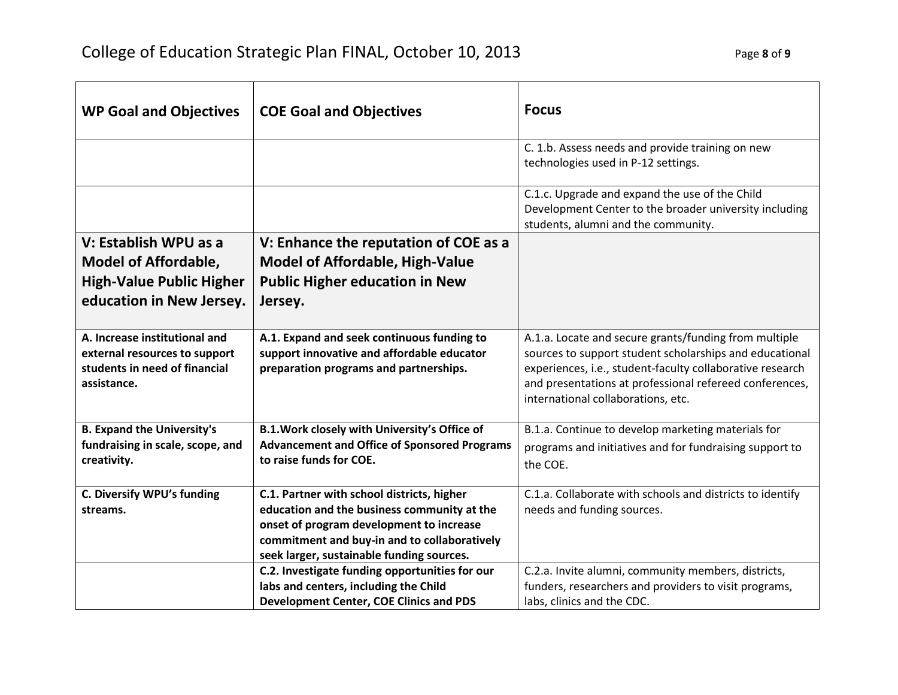| WP Goal and Objectives | COE Goal and Objectives | Focus |
|---|---|---|
| | | C. 1.b. Assess needs and provide training on new technologies used in P-12 settings. |
| | | C.1.c. Upgrade and expand the use of the Child Development Center to the broader university including students, alumni and the community. |
| **V: Establish WPU as a Model of Affordable, High-Value Public Higher education in New Jersey.** | **V: Enhance the reputation of COE as a Model of Affordable, High-Value Public Higher education in New Jersey.** | |
| **A. Increase institutional and external resources to support students in need of financial assistance.** | **A.1. Expand and seek continuous funding to support innovative and affordable educator preparation programs and partnerships.** | A.1.a. Locate and secure grants/funding from multiple sources to support student scholarships and educational experiences, i.e., student-faculty collaborative research and presentations at professional refereed conferences, international collaborations, etc. |
| **B. Expand the University's fundraising in scale, scope, and creativity.** | **B.1.Work closely with University's Office of Advancement and Office of Sponsored Programs to raise funds for COE.** | B.1.a. Continue to develop marketing materials for programs and initiatives and for fundraising support to the COE. |
| **C. Diversify WPU's funding streams.** | **C.1. Partner with school districts, higher education and the business community at the onset of program development to increase commitment and buy-in and to collaboratively seek larger, sustainable funding sources.** | C.1.a. Collaborate with schools and districts to identify needs and funding sources. |
| | **C.2. Investigate funding opportunities for our labs and centers, including the Child Development Center, COE Clinics and PDS** | C.2.a. Invite alumni, community members, districts, funders, researchers and providers to visit programs, labs, clinics and the CDC. |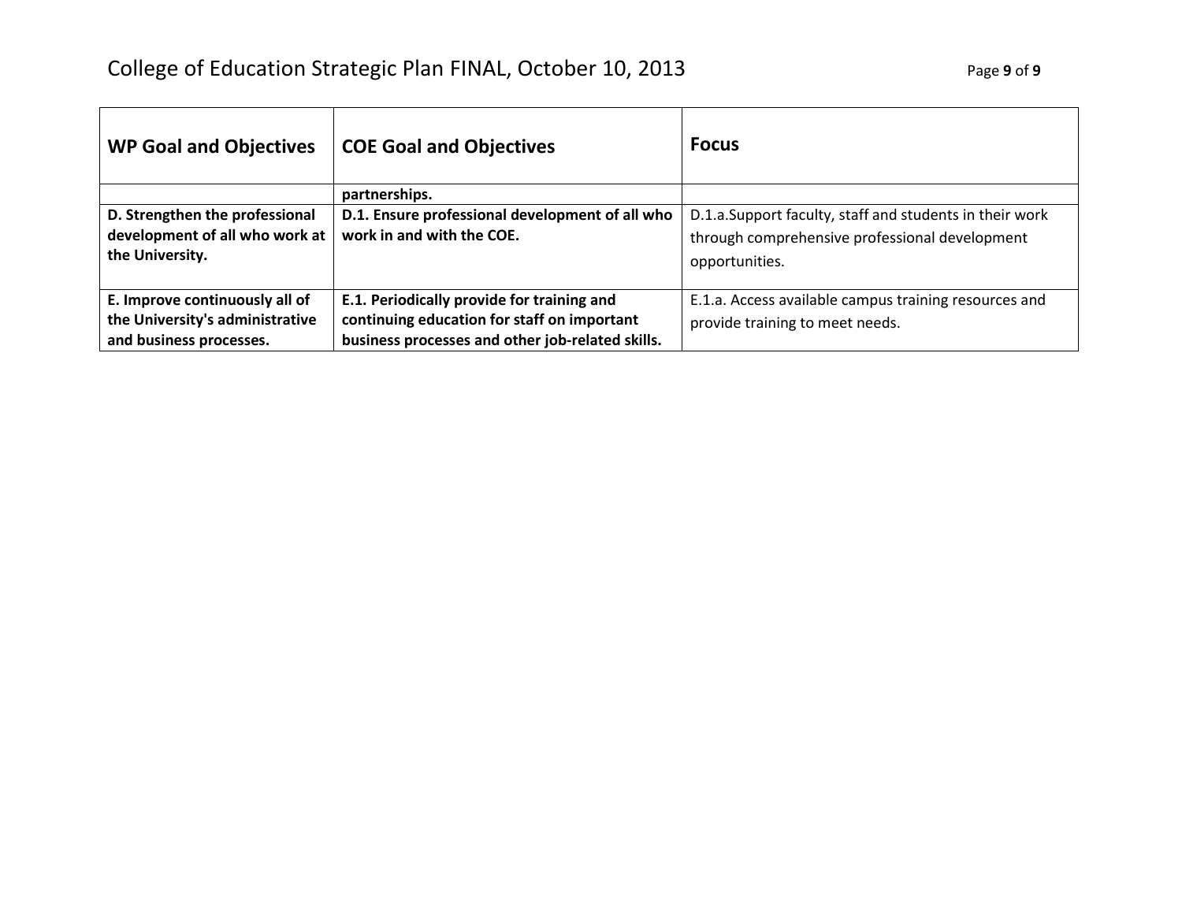| WP Goal and Objectives | COE Goal and Objectives | Focus |
|---|---|---|
| | **partnerships.** | |
| **D. Strengthen the professional development of all who work at the University.** | **D.1. Ensure professional development of all who work in and with the COE.** | D.1.a.Support faculty, staff and students in their work through comprehensive professional development opportunities. |
| **E. Improve continuously all of the University's administrative and business processes.** | **E.1. Periodically provide for training and continuing education for staff on important business processes and other job-related skills.** | E.1.a. Access available campus training resources and provide training to meet needs. |